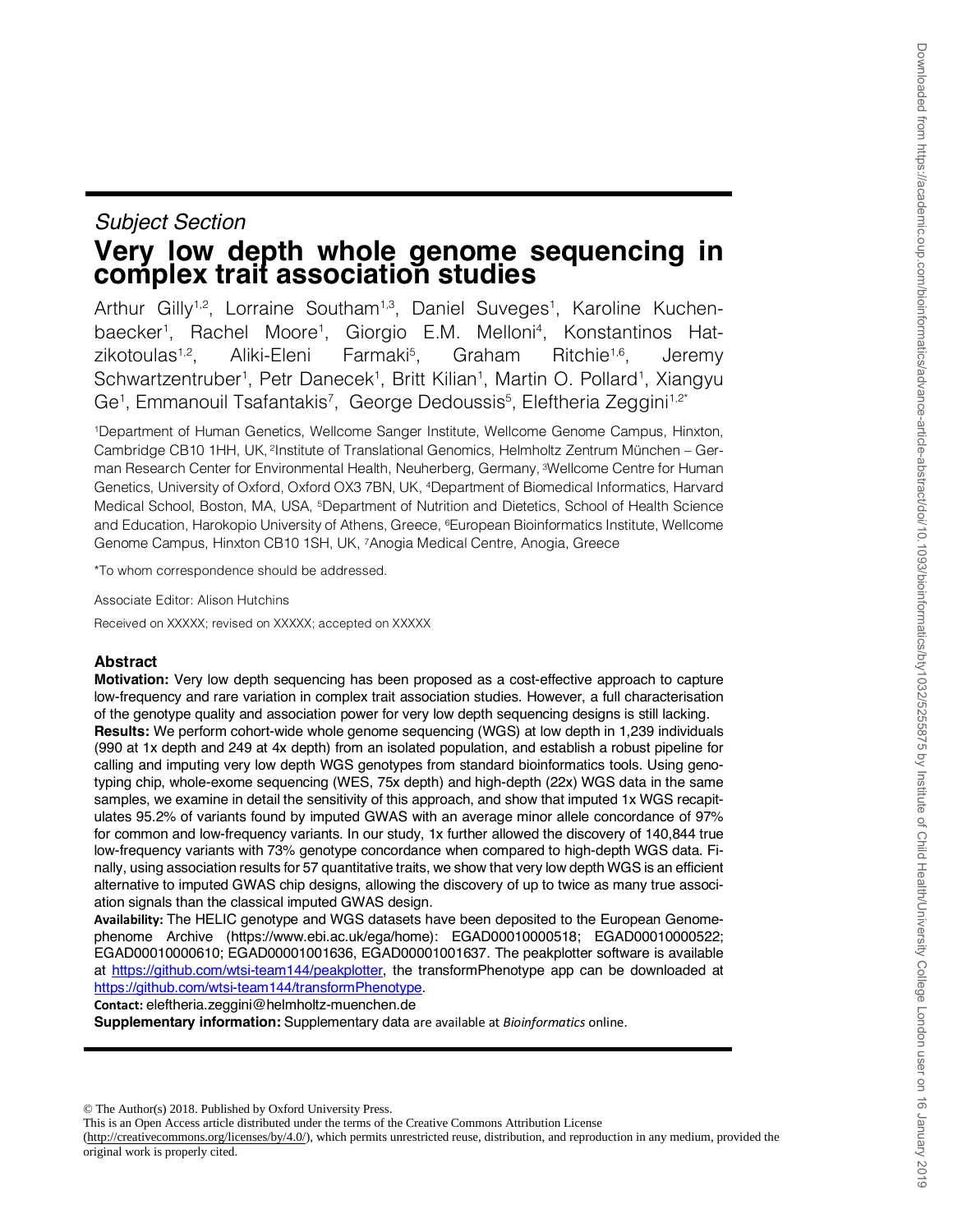*Subject Section*

# Very low depth whole genome sequencing in complex trait association studies

Arthur Gilly[1,2], Lorraine Southam[1,3], Daniel Suveges[1], Karoline Kuchenbaecker[1], Rachel Moore[1], Giorgio E.M. Melloni[4], Konstantinos Hatzikotoulas[1,2], Aliki-Eleni Farmaki[5], Graham Ritchie[1,6], Jeremy Schwartzentruber[1], Petr Danecek[1], Britt Kilian[1], Martin O. Pollard[1], Xiangyu Ge[1], Emmanouil Tsafantakis[7], George Dedoussis[5], Eleftheria Zeggini[1,2*]

[1]Department of Human Genetics, Wellcome Sanger Institute, Wellcome Genome Campus, Hinxton, Cambridge CB10 1HH, UK, [2]Institute of Translational Genomics, Helmholtz Zentrum München – German Research Center for Environmental Health, Neuherberg, Germany, [3]Wellcome Centre for Human Genetics, University of Oxford, Oxford OX3 7BN, UK, [4]Department of Biomedical Informatics, Harvard Medical School, Boston, MA, USA, [5]Department of Nutrition and Dietetics, School of Health Science and Education, Harokopio University of Athens, Greece, [6]European Bioinformatics Institute, Wellcome Genome Campus, Hinxton CB10 1SH, UK, [7]Anogia Medical Centre, Anogia, Greece

*To whom correspondence should be addressed.

Associate Editor: Alison Hutchins

Received on XXXXX; revised on XXXXX; accepted on XXXXX

## Abstract

**Motivation:** Very low depth sequencing has been proposed as a cost-effective approach to capture low-frequency and rare variation in complex trait association studies. However, a full characterisation of the genotype quality and association power for very low depth sequencing designs is still lacking.

**Results:** We perform cohort-wide whole genome sequencing (WGS) at low depth in 1,239 individuals (990 at 1x depth and 249 at 4x depth) from an isolated population, and establish a robust pipeline for calling and imputing very low depth WGS genotypes from standard bioinformatics tools. Using genotyping chip, whole-exome sequencing (WES, 75x depth) and high-depth (22x) WGS data in the same samples, we examine in detail the sensitivity of this approach, and show that imputed 1x WGS recapitulates 95.2% of variants found by imputed GWAS with an average minor allele concordance of 97% for common and low-frequency variants. In our study, 1x further allowed the discovery of 140,844 true low-frequency variants with 73% genotype concordance when compared to high-depth WGS data. Finally, using association results for 57 quantitative traits, we show that very low depth WGS is an efficient alternative to imputed GWAS chip designs, allowing the discovery of up to twice as many true association signals than the classical imputed GWAS design.

**Availability:** The HELIC genotype and WGS datasets have been deposited to the European Genome-phenome Archive (https://www.ebi.ac.uk/ega/home): EGAD00010000518; EGAD00010000522; EGAD00010000610; EGAD00001001636, EGAD00001001637. The peakplotter software is available at https://github.com/wtsi-team144/peakplotter, the transformPhenotype app can be downloaded at https://github.com/wtsi-team144/transformPhenotype.

**Contact:** eleftheria.zeggini@helmholtz-muenchen.de

**Supplementary information:** Supplementary data are available at *Bioinformatics* online.

© The Author(s) 2018. Published by Oxford University Press.
This is an Open Access article distributed under the terms of the Creative Commons Attribution License (http://creativecommons.org/licenses/by/4.0/), which permits unrestricted reuse, distribution, and reproduction in any medium, provided the original work is properly cited.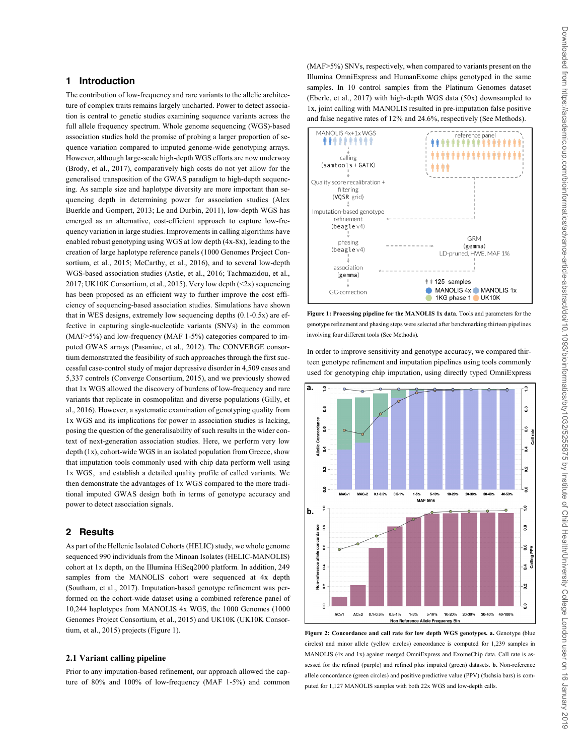## 1 Introduction

The contribution of low-frequency and rare variants to the allelic architecture of complex traits remains largely uncharted. Power to detect association is central to genetic studies examining sequence variants across the full allele frequency spectrum. Whole genome sequencing (WGS)-based association studies hold the promise of probing a larger proportion of sequence variation compared to imputed genome-wide genotyping arrays. However, although large-scale high-depth WGS efforts are now underway (Brody, et al., 2017), comparatively high costs do not yet allow for the generalised transposition of the GWAS paradigm to high-depth sequencing. As sample size and haplotype diversity are more important than sequencing depth in determining power for association studies (Alex Buerkle and Gompert, 2013; Le and Durbin, 2011), low-depth WGS has emerged as an alternative, cost-efficient approach to capture low-frequency variation in large studies. Improvements in calling algorithms have enabled robust genotyping using WGS at low depth (4x-8x), leading to the creation of large haplotype reference panels (1000 Genomes Project Consortium, et al., 2015; McCarthy, et al., 2016), and to several low-depth WGS-based association studies (Astle, et al., 2016; Tachmazidou, et al., 2017; UK10K Consortium, et al., 2015). Very low depth (<2x) sequencing has been proposed as an efficient way to further improve the cost efficiency of sequencing-based association studies. Simulations have shown that in WES designs, extremely low sequencing depths (0.1-0.5x) are effective in capturing single-nucleotide variants (SNVs) in the common (MAF>5%) and low-frequency (MAF 1-5%) categories compared to imputed GWAS arrays (Pasaniuc, et al., 2012). The CONVERGE consortium demonstrated the feasibility of such approaches through the first successful case-control study of major depressive disorder in 4,509 cases and 5,337 controls (Converge Consortium, 2015), and we previously showed that 1x WGS allowed the discovery of burdens of low-frequency and rare variants that replicate in cosmopolitan and diverse populations (Gilly, et al., 2016). However, a systematic examination of genotyping quality from 1x WGS and its implications for power in association studies is lacking, posing the question of the generalisability of such results in the wider context of next-generation association studies. Here, we perform very low depth (1x), cohort-wide WGS in an isolated population from Greece, show that imputation tools commonly used with chip data perform well using 1x WGS, and establish a detailed quality profile of called variants. We then demonstrate the advantages of 1x WGS compared to the more traditional imputed GWAS design both in terms of genotype accuracy and power to detect association signals.

## 2 Results

As part of the Hellenic Isolated Cohorts (HELIC) study, we whole genome sequenced 990 individuals from the Minoan Isolates (HELIC-MANOLIS) cohort at 1x depth, on the Illumina HiSeq2000 platform. In addition, 249 samples from the MANOLIS cohort were sequenced at 4x depth (Southam, et al., 2017). Imputation-based genotype refinement was performed on the cohort-wide dataset using a combined reference panel of 10,244 haplotypes from MANOLIS 4x WGS, the 1000 Genomes (1000 Genomes Project Consortium, et al., 2015) and UK10K (UK10K Consortium, et al., 2015) projects (Figure 1).

### 2.1 Variant calling pipeline

Prior to any imputation-based refinement, our approach allowed the capture of 80% and 100% of low-frequency (MAF 1-5%) and common (MAF>5%) SNVs, respectively, when compared to variants present on the Illumina OmniExpress and HumanExome chips genotyped in the same samples. In 10 control samples from the Platinum Genomes dataset (Eberle, et al., 2017) with high-depth WGS data (50x) downsampled to 1x, joint calling with MANOLIS resulted in pre-imputation false positive and false negative rates of 12% and 24.6%, respectively (See Methods).

**Figure 1: Processing pipeline for the MANOLIS 1x data**. Tools and parameters for the genotype refinement and phasing steps were selected after benchmarking thirteen pipelines involving four different tools (See Methods).

In order to improve sensitivity and genotype accuracy, we compared thirteen genotype refinement and imputation pipelines using tools commonly used for genotyping chip imputation, using directly typed OmniExpress

**Figure 2: Concordance and call rate for low depth WGS genotypes. a.** Genotype (blue circles) and minor allele (yellow circles) concordance is computed for 1,239 samples in MANOLIS (4x and 1x) against merged OmniExpress and ExomeChip data. Call rate is assessed for the refined (purple) and refined plus imputed (green) datasets. **b.** Non-reference allele concordance (green circles) and positive predictive value (PPV) (fuchsia bars) is computed for 1,127 MANOLIS samples with both 22x WGS and low-depth calls.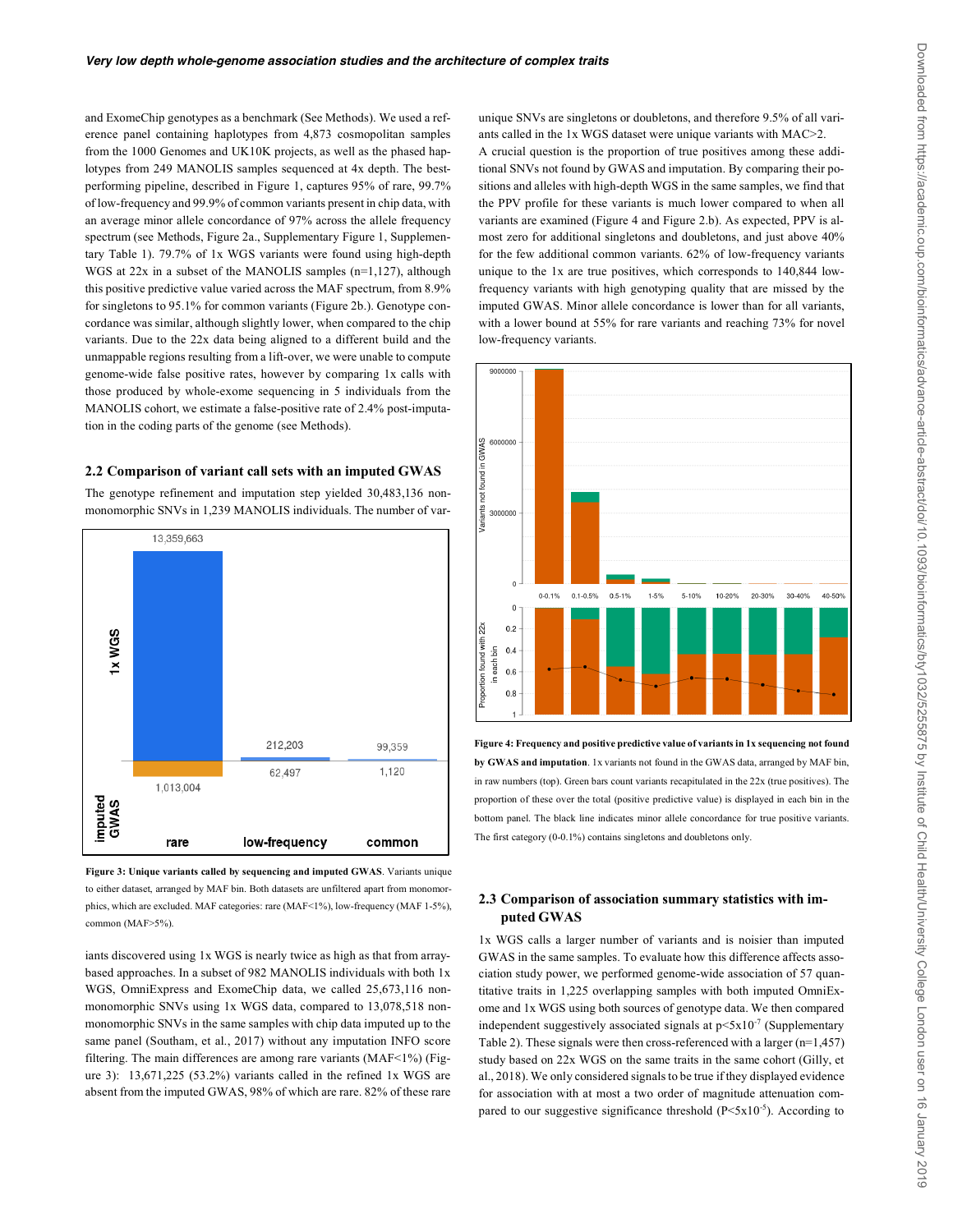and ExomeChip genotypes as a benchmark (See Methods). We used a reference panel containing haplotypes from 4,873 cosmopolitan samples from the 1000 Genomes and UK10K projects, as well as the phased haplotypes from 249 MANOLIS samples sequenced at 4x depth. The best-performing pipeline, described in Figure 1, captures 95% of rare, 99.7% of low-frequency and 99.9% of common variants present in chip data, with an average minor allele concordance of 97% across the allele frequency spectrum (see Methods, Figure 2a., Supplementary Figure 1, Supplementary Table 1). 79.7% of 1x WGS variants were found using high-depth WGS at 22x in a subset of the MANOLIS samples (n=1,127), although this positive predictive value varied across the MAF spectrum, from 8.9% for singletons to 95.1% for common variants (Figure 2b.). Genotype concordance was similar, although slightly lower, when compared to the chip variants. Due to the 22x data being aligned to a different build and the unmappable regions resulting from a lift-over, we were unable to compute genome-wide false positive rates, however by comparing 1x calls with those produced by whole-exome sequencing in 5 individuals from the MANOLIS cohort, we estimate a false-positive rate of 2.4% post-imputation in the coding parts of the genome (see Methods).

## 2.2 Comparison of variant call sets with an imputed GWAS

The genotype refinement and imputation step yielded 30,483,136 non-monomorphic SNVs in 1,239 MANOLIS individuals. The number of variants discovered using 1x WGS is nearly twice as high as that from array-based approaches. In a subset of 982 MANOLIS individuals with both 1x WGS, OmniExpress and ExomeChip data, we called 25,673,116 non-monomorphic SNVs using 1x WGS data, compared to 13,078,518 non-monomorphic SNVs in the same samples with chip data imputed up to the same panel (Southam, et al., 2017) without any imputation INFO score filtering. The main differences are among rare variants (MAF<1%) (Figure 3): 13,671,225 (53.2%) variants called in the refined 1x WGS are absent from the imputed GWAS, 98% of which are rare. 82% of these rare unique SNVs are singletons or doubletons, and therefore 9.5% of all variants called in the 1x WGS dataset were unique variants with MAC>2.

**Figure 3: Unique variants called by sequencing and imputed GWAS**. Variants unique to either dataset, arranged by MAF bin. Both datasets are unfiltered apart from monomorphics, which are excluded. MAF categories: rare (MAF<1%), low-frequency (MAF 1-5%), common (MAF>5%).

A crucial question is the proportion of true positives among these additional SNVs not found by GWAS and imputation. By comparing their positions and alleles with high-depth WGS in the same samples, we find that the PPV profile for these variants is much lower compared to when all variants are examined (Figure 4 and Figure 2.b). As expected, PPV is almost zero for additional singletons and doubletons, and just above 40% for the few additional common variants. 62% of low-frequency variants unique to the 1x are true positives, which corresponds to 140,844 low-frequency variants with high genotyping quality that are missed by the imputed GWAS. Minor allele concordance is lower than for all variants, with a lower bound at 55% for rare variants and reaching 73% for novel low-frequency variants.

**Figure 4: Frequency and positive predictive value of variants in 1x sequencing not found by GWAS and imputation**. 1x variants not found in the GWAS data, arranged by MAF bin, in raw numbers (top). Green bars count variants recapitulated in the 22x (true positives). The proportion of these over the total (positive predictive value) is displayed in each bin in the bottom panel. The black line indicates minor allele concordance for true positive variants. The first category (0-0.1%) contains singletons and doubletons only.

## 2.3 Comparison of association summary statistics with imputed GWAS

1x WGS calls a larger number of variants and is noisier than imputed GWAS in the same samples. To evaluate how this difference affects association study power, we performed genome-wide association of 57 quantitative traits in 1,225 overlapping samples with both imputed OmniExome and 1x WGS using both sources of genotype data. We then compared independent suggestively associated signals at $p<5x10^{-7}$ (Supplementary Table 2). These signals were then cross-referenced with a larger (n=1,457) study based on 22x WGS on the same traits in the same cohort (Gilly, et al., 2018). We only considered signals to be true if they displayed evidence for association with at most a two order of magnitude attenuation compared to our suggestive significance threshold ($P<5x10^{-5}$). According to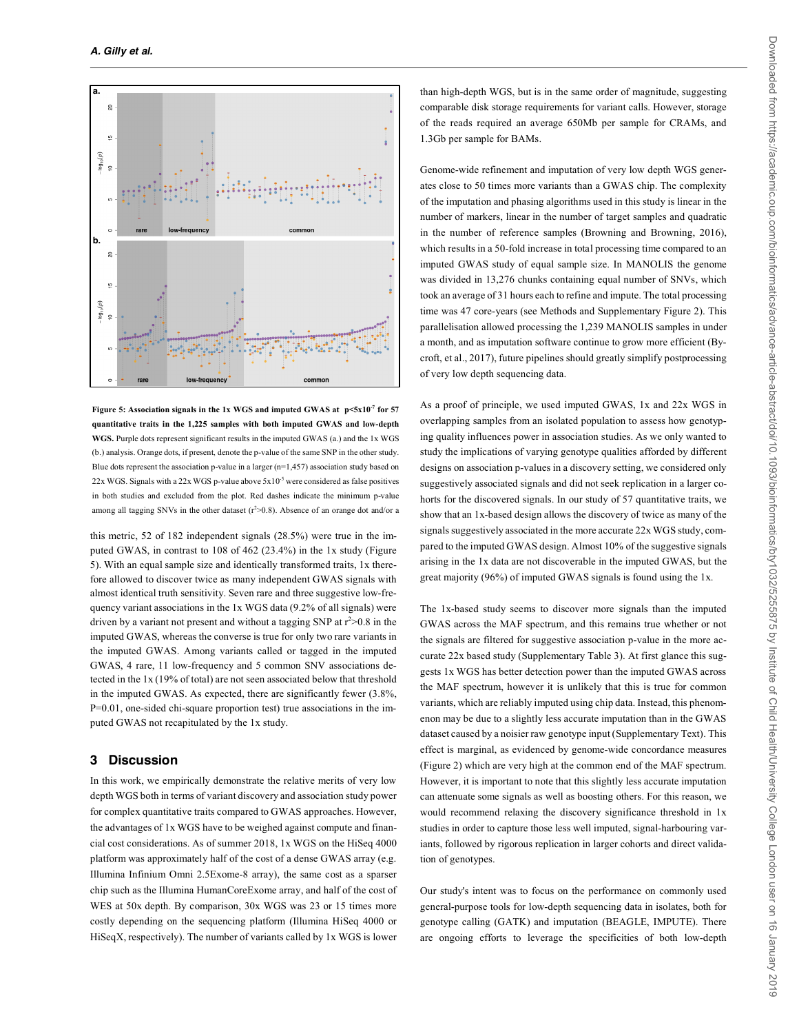**Figure 5: Association signals in the 1x WGS and imputed GWAS at $p<5x10^{-7}$ for 57 quantitative traits in the 1,225 samples with both imputed GWAS and low-depth WGS.** Purple dots represent significant results in the imputed GWAS (a.) and the 1x WGS (b.) analysis. Orange dots, if present, denote the p-value of the same SNP in the other study. Blue dots represent the association p-value in a larger (n=1,457) association study based on 22x WGS. Signals with a 22x WGS p-value above $5x10^{-5}$ were considered as false positives in both studies and excluded from the plot. Red dashes indicate the minimum p-value among all tagging SNVs in the other dataset ($r^2>0.8$). Absence of an orange dot and/or a

this metric, 52 of 182 independent signals (28.5%) were true in the imputed GWAS, in contrast to 108 of 462 (23.4%) in the 1x study (Figure 5). With an equal sample size and identically transformed traits, 1x therefore allowed to discover twice as many independent GWAS signals with almost identical truth sensitivity. Seven rare and three suggestive low-frequency variant associations in the 1x WGS data (9.2% of all signals) were driven by a variant not present and without a tagging SNP at $r^2>0.8$ in the imputed GWAS, whereas the converse is true for only two rare variants in the imputed GWAS. Among variants called or tagged in the imputed GWAS, 4 rare, 11 low-frequency and 5 common SNV associations detected in the 1x (19% of total) are not seen associated below that threshold in the imputed GWAS. As expected, there are significantly fewer (3.8%, P=0.01, one-sided chi-square proportion test) true associations in the imputed GWAS not recapitulated by the 1x study.

## 3 Discussion

In this work, we empirically demonstrate the relative merits of very low depth WGS both in terms of variant discovery and association study power for complex quantitative traits compared to GWAS approaches. However, the advantages of 1x WGS have to be weighed against compute and financial cost considerations. As of summer 2018, 1x WGS on the HiSeq 4000 platform was approximately half of the cost of a dense GWAS array (e.g. Illumina Infinium Omni 2.5Exome-8 array), the same cost as a sparser chip such as the Illumina HumanCoreExome array, and half of the cost of WES at 50x depth. By comparison, 30x WGS was 23 or 15 times more costly depending on the sequencing platform (Illumina HiSeq 4000 or HiSeqX, respectively). The number of variants called by 1x WGS is lower than high-depth WGS, but is in the same order of magnitude, suggesting comparable disk storage requirements for variant calls. However, storage of the reads required an average 650Mb per sample for CRAMs, and 1.3Gb per sample for BAMs.

Genome-wide refinement and imputation of very low depth WGS generates close to 50 times more variants than a GWAS chip. The complexity of the imputation and phasing algorithms used in this study is linear in the number of markers, linear in the number of target samples and quadratic in the number of reference samples (Browning and Browning, 2016), which results in a 50-fold increase in total processing time compared to an imputed GWAS study of equal sample size. In MANOLIS the genome was divided in 13,276 chunks containing equal number of SNVs, which took an average of 31 hours each to refine and impute. The total processing time was 47 core-years (see Methods and Supplementary Figure 2). This parallelisation allowed processing the 1,239 MANOLIS samples in under a month, and as imputation software continue to grow more efficient (Bycroft, et al., 2017), future pipelines should greatly simplify postprocessing of very low depth sequencing data.

As a proof of principle, we used imputed GWAS, 1x and 22x WGS in overlapping samples from an isolated population to assess how genotyping quality influences power in association studies. As we only wanted to study the implications of varying genotype qualities afforded by different designs on association p-values in a discovery setting, we considered only suggestively associated signals and did not seek replication in a larger cohorts for the discovered signals. In our study of 57 quantitative traits, we show that an 1x-based design allows the discovery of twice as many of the signals suggestively associated in the more accurate 22x WGS study, compared to the imputed GWAS design. Almost 10% of the suggestive signals arising in the 1x data are not discoverable in the imputed GWAS, but the great majority (96%) of imputed GWAS signals is found using the 1x.

The 1x-based study seems to discover more signals than the imputed GWAS across the MAF spectrum, and this remains true whether or not the signals are filtered for suggestive association p-value in the more accurate 22x based study (Supplementary Table 3). At first glance this suggests 1x WGS has better detection power than the imputed GWAS across the MAF spectrum, however it is unlikely that this is true for common variants, which are reliably imputed using chip data. Instead, this phenomenon may be due to a slightly less accurate imputation than in the GWAS dataset caused by a noisier raw genotype input (Supplementary Text). This effect is marginal, as evidenced by genome-wide concordance measures (Figure 2) which are very high at the common end of the MAF spectrum. However, it is important to note that this slightly less accurate imputation can attenuate some signals as well as boosting others. For this reason, we would recommend relaxing the discovery significance threshold in 1x studies in order to capture those less well imputed, signal-harbouring variants, followed by rigorous replication in larger cohorts and direct validation of genotypes.

Our study's intent was to focus on the performance on commonly used general-purpose tools for low-depth sequencing data in isolates, both for genotype calling (GATK) and imputation (BEAGLE, IMPUTE). There are ongoing efforts to leverage the specificities of both low-depth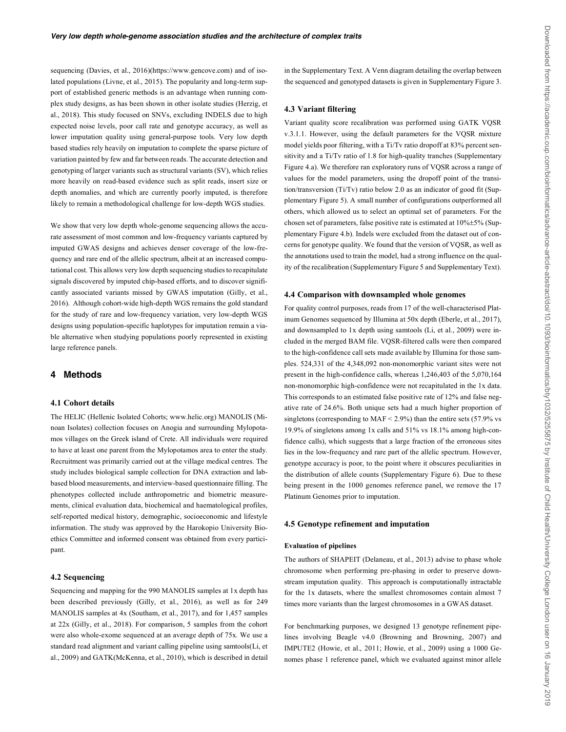sequencing (Davies, et al., 2016)(https://www.gencove.com) and of isolated populations (Livne, et al., 2015). The popularity and long-term support of established generic methods is an advantage when running complex study designs, as has been shown in other isolate studies (Herzig, et al., 2018). This study focused on SNVs, excluding INDELS due to high expected noise levels, poor call rate and genotype accuracy, as well as lower imputation quality using general-purpose tools. Very low depth based studies rely heavily on imputation to complete the sparse picture of variation painted by few and far between reads. The accurate detection and genotyping of larger variants such as structural variants (SV), which relies more heavily on read-based evidence such as split reads, insert size or depth anomalies, and which are currently poorly imputed, is therefore likely to remain a methodological challenge for low-depth WGS studies.

We show that very low depth whole-genome sequencing allows the accurate assessment of most common and low-frequency variants captured by imputed GWAS designs and achieves denser coverage of the low-frequency and rare end of the allelic spectrum, albeit at an increased computational cost. This allows very low depth sequencing studies to recapitulate signals discovered by imputed chip-based efforts, and to discover significantly associated variants missed by GWAS imputation (Gilly, et al., 2016). Although cohort-wide high-depth WGS remains the gold standard for the study of rare and low-frequency variation, very low-depth WGS designs using population-specific haplotypes for imputation remain a viable alternative when studying populations poorly represented in existing large reference panels.

## 4 Methods

### 4.1 Cohort details

The HELIC (Hellenic Isolated Cohorts; www.helic.org) MANOLIS (Minoan Isolates) collection focuses on Anogia and surrounding Mylopotamos villages on the Greek island of Crete. All individuals were required to have at least one parent from the Mylopotamos area to enter the study. Recruitment was primarily carried out at the village medical centres. The study includes biological sample collection for DNA extraction and lab-based blood measurements, and interview-based questionnaire filling. The phenotypes collected include anthropometric and biometric measurements, clinical evaluation data, biochemical and haematological profiles, self-reported medical history, demographic, socioeconomic and lifestyle information. The study was approved by the Harokopio University Bioethics Committee and informed consent was obtained from every participant.

### 4.2 Sequencing

Sequencing and mapping for the 990 MANOLIS samples at 1x depth has been described previously (Gilly, et al., 2016), as well as for 249 MANOLIS samples at 4x (Southam, et al., 2017), and for 1,457 samples at 22x (Gilly, et al., 2018). For comparison, 5 samples from the cohort were also whole-exome sequenced at an average depth of 75x. We use a standard read alignment and variant calling pipeline using samtools(Li, et al., 2009) and GATK(McKenna, et al., 2010), which is described in detail in the Supplementary Text. A Venn diagram detailing the overlap between the sequenced and genotyped datasets is given in Supplementary Figure 3.

### 4.3 Variant filtering

Variant quality score recalibration was performed using GATK VQSR v.3.1.1. However, using the default parameters for the VQSR mixture model yields poor filtering, with a Ti/Tv ratio dropoff at 83% percent sensitivity and a Ti/Tv ratio of 1.8 for high-quality tranches (Supplementary Figure 4.a). We therefore ran exploratory runs of VQSR across a range of values for the model parameters, using the dropoff point of the transition/transversion (Ti/Tv) ratio below 2.0 as an indicator of good fit (Supplementary Figure 5). A small number of configurations outperformed all others, which allowed us to select an optimal set of parameters. For the chosen set of parameters, false positive rate is estimated at 10%±5% (Supplementary Figure 4.b). Indels were excluded from the dataset out of concerns for genotype quality. We found that the version of VQSR, as well as the annotations used to train the model, had a strong influence on the quality of the recalibration (Supplementary Figure 5 and Supplementary Text).

### 4.4 Comparison with downsampled whole genomes

For quality control purposes, reads from 17 of the well-characterised Platinum Genomes sequenced by Illumina at 50x depth (Eberle, et al., 2017), and downsampled to 1x depth using samtools (Li, et al., 2009) were included in the merged BAM file. VQSR-filtered calls were then compared to the high-confidence call sets made available by Illumina for those samples. 524,331 of the 4,348,092 non-monomorphic variant sites were not present in the high-confidence calls, whereas 1,246,403 of the 5,070,164 non-monomorphic high-confidence were not recapitulated in the 1x data. This corresponds to an estimated false positive rate of 12% and false negative rate of 24.6%. Both unique sets had a much higher proportion of singletons (corresponding to MAF < 2.9%) than the entire sets (57.9% vs 19.9% of singletons among 1x calls and 51% vs 18.1% among high-confidence calls), which suggests that a large fraction of the erroneous sites lies in the low-frequency and rare part of the allelic spectrum. However, genotype accuracy is poor, to the point where it obscures peculiarities in the distribution of allele counts (Supplementary Figure 6). Due to these being present in the 1000 genomes reference panel, we remove the 17 Platinum Genomes prior to imputation.

### 4.5 Genotype refinement and imputation

#### Evaluation of pipelines

The authors of SHAPEIT (Delaneau, et al., 2013) advise to phase whole chromosome when performing pre-phasing in order to preserve downstream imputation quality. This approach is computationally intractable for the 1x datasets, where the smallest chromosomes contain almost 7 times more variants than the largest chromosomes in a GWAS dataset.

For benchmarking purposes, we designed 13 genotype refinement pipelines involving Beagle v4.0 (Browning and Browning, 2007) and IMPUTE2 (Howie, et al., 2011; Howie, et al., 2009) using a 1000 Genomes phase 1 reference panel, which we evaluated against minor allele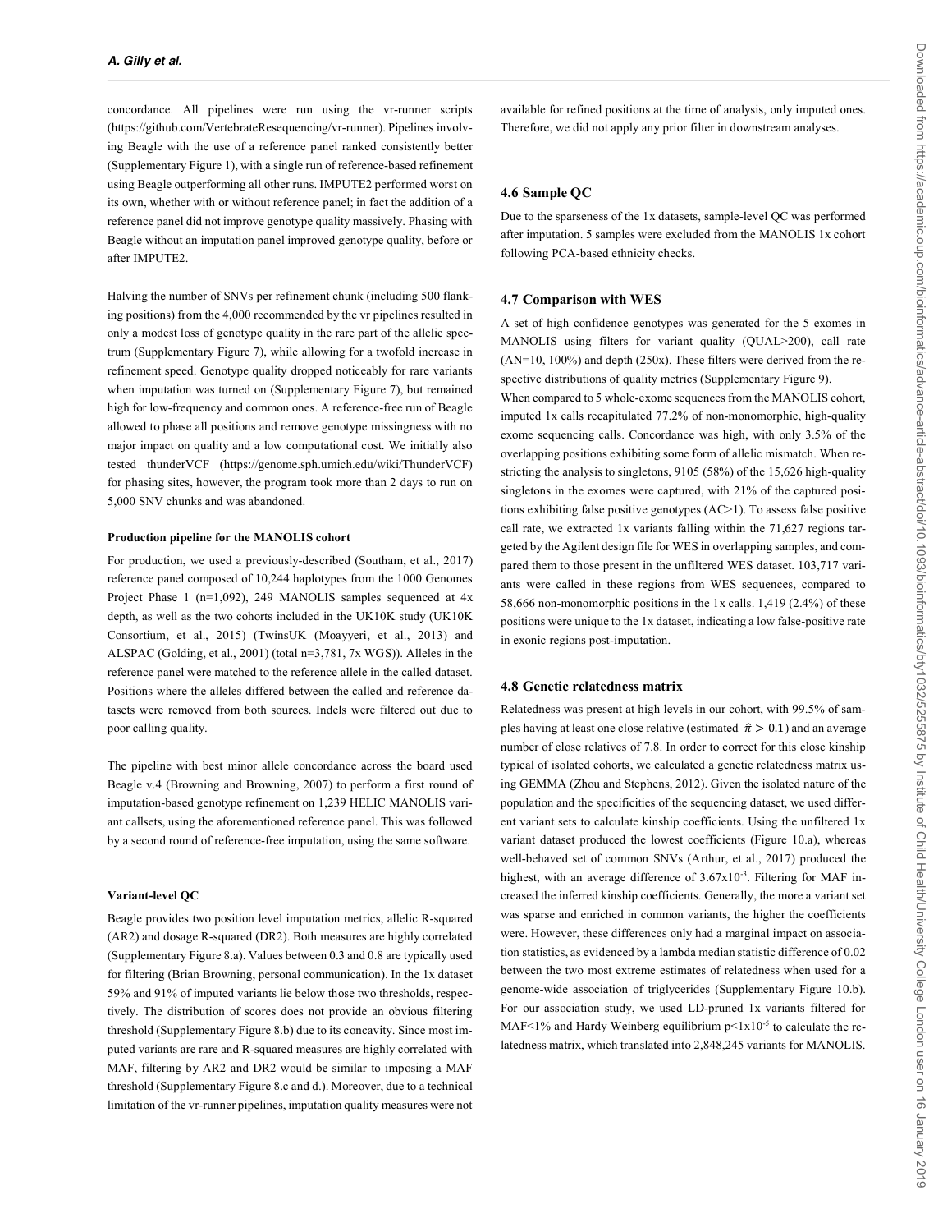concordance. All pipelines were run using the vr-runner scripts (https://github.com/VertebrateResequencing/vr-runner). Pipelines involving Beagle with the use of a reference panel ranked consistently better (Supplementary Figure 1), with a single run of reference-based refinement using Beagle outperforming all other runs. IMPUTE2 performed worst on its own, whether with or without reference panel; in fact the addition of a reference panel did not improve genotype quality massively. Phasing with Beagle without an imputation panel improved genotype quality, before or after IMPUTE2.

Halving the number of SNVs per refinement chunk (including 500 flanking positions) from the 4,000 recommended by the vr pipelines resulted in only a modest loss of genotype quality in the rare part of the allelic spectrum (Supplementary Figure 7), while allowing for a twofold increase in refinement speed. Genotype quality dropped noticeably for rare variants when imputation was turned on (Supplementary Figure 7), but remained high for low-frequency and common ones. A reference-free run of Beagle allowed to phase all positions and remove genotype missingness with no major impact on quality and a low computational cost. We initially also tested thunderVCF (https://genome.sph.umich.edu/wiki/ThunderVCF) for phasing sites, however, the program took more than 2 days to run on 5,000 SNV chunks and was abandoned.

**Production pipeline for the MANOLIS cohort**

For production, we used a previously-described (Southam, et al., 2017) reference panel composed of 10,244 haplotypes from the 1000 Genomes Project Phase 1 (n=1,092), 249 MANOLIS samples sequenced at 4x depth, as well as the two cohorts included in the UK10K study (UK10K Consortium, et al., 2015) (TwinsUK (Moayyeri, et al., 2013) and ALSPAC (Golding, et al., 2001) (total n=3,781, 7x WGS)). Alleles in the reference panel were matched to the reference allele in the called dataset. Positions where the alleles differed between the called and reference datasets were removed from both sources. Indels were filtered out due to poor calling quality.

The pipeline with best minor allele concordance across the board used Beagle v.4 (Browning and Browning, 2007) to perform a first round of imputation-based genotype refinement on 1,239 HELIC MANOLIS variant callsets, using the aforementioned reference panel. This was followed by a second round of reference-free imputation, using the same software.

**Variant-level QC**

Beagle provides two position level imputation metrics, allelic R-squared (AR2) and dosage R-squared (DR2). Both measures are highly correlated (Supplementary Figure 8.a). Values between 0.3 and 0.8 are typically used for filtering (Brian Browning, personal communication). In the 1x dataset 59% and 91% of imputed variants lie below those two thresholds, respectively. The distribution of scores does not provide an obvious filtering threshold (Supplementary Figure 8.b) due to its concavity. Since most imputed variants are rare and R-squared measures are highly correlated with MAF, filtering by AR2 and DR2 would be similar to imposing a MAF threshold (Supplementary Figure 8.c and d.). Moreover, due to a technical limitation of the vr-runner pipelines, imputation quality measures were not available for refined positions at the time of analysis, only imputed ones. Therefore, we did not apply any prior filter in downstream analyses.

## 4.6 Sample QC

Due to the sparseness of the 1x datasets, sample-level QC was performed after imputation. 5 samples were excluded from the MANOLIS 1x cohort following PCA-based ethnicity checks.

## 4.7 Comparison with WES

A set of high confidence genotypes was generated for the 5 exomes in MANOLIS using filters for variant quality (QUAL>200), call rate (AN=10, 100%) and depth (250x). These filters were derived from the respective distributions of quality metrics (Supplementary Figure 9).

When compared to 5 whole-exome sequences from the MANOLIS cohort, imputed 1x calls recapitulated 77.2% of non-monomorphic, high-quality exome sequencing calls. Concordance was high, with only 3.5% of the overlapping positions exhibiting some form of allelic mismatch. When restricting the analysis to singletons, 9105 (58%) of the 15,626 high-quality singletons in the exomes were captured, with 21% of the captured positions exhibiting false positive genotypes (AC>1). To assess false positive call rate, we extracted 1x variants falling within the 71,627 regions targeted by the Agilent design file for WES in overlapping samples, and compared them to those present in the unfiltered WES dataset. 103,717 variants were called in these regions from WES sequences, compared to 58,666 non-monomorphic positions in the 1x calls. 1,419 (2.4%) of these positions were unique to the 1x dataset, indicating a low false-positive rate in exonic regions post-imputation.

## 4.8 Genetic relatedness matrix

Relatedness was present at high levels in our cohort, with 99.5% of samples having at least one close relative (estimated $\hat{\pi} > 0.1$) and an average number of close relatives of 7.8. In order to correct for this close kinship typical of isolated cohorts, we calculated a genetic relatedness matrix using GEMMA (Zhou and Stephens, 2012). Given the isolated nature of the population and the specificities of the sequencing dataset, we used different variant sets to calculate kinship coefficients. Using the unfiltered 1x variant dataset produced the lowest coefficients (Figure 10.a), whereas well-behaved set of common SNVs (Arthur, et al., 2017) produced the highest, with an average difference of $3.67 \times 10^{-3}$. Filtering for MAF increased the inferred kinship coefficients. Generally, the more a variant set was sparse and enriched in common variants, the higher the coefficients were. However, these differences only had a marginal impact on association statistics, as evidenced by a lambda median statistic difference of 0.02 between the two most extreme estimates of relatedness when used for a genome-wide association of triglycerides (Supplementary Figure 10.b). For our association study, we used LD-pruned 1x variants filtered for MAF<1% and Hardy Weinberg equilibrium $p<1 \times 10^{-5}$ to calculate the relatedness matrix, which translated into 2,848,245 variants for MANOLIS.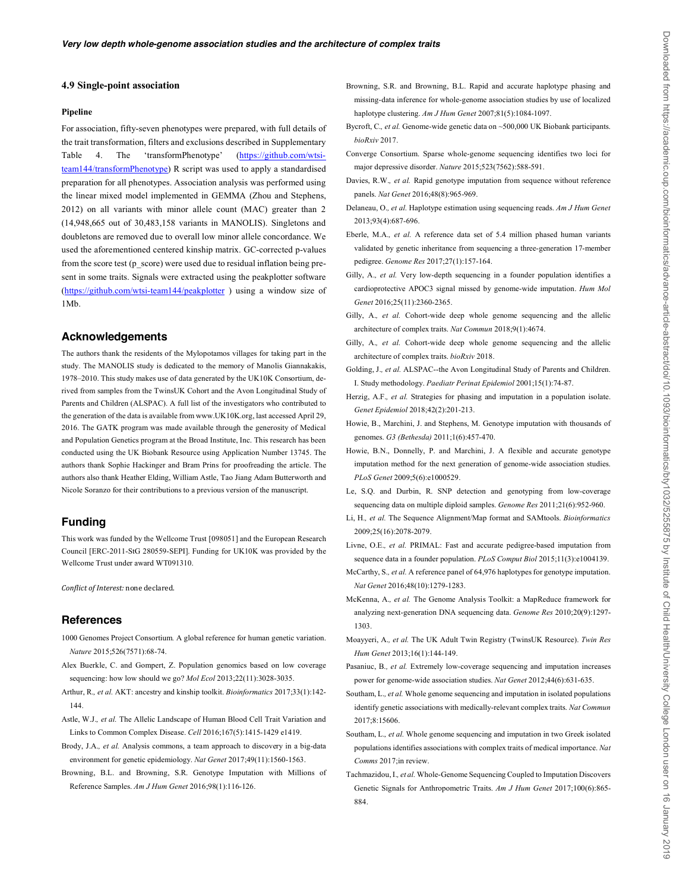### 4.9 Single-point association

#### Pipeline

For association, fifty-seven phenotypes were prepared, with full details of the trait transformation, filters and exclusions described in Supplementary Table 4. The 'transformPhenotype' (https://github.com/wtsi-team144/transformPhenotype) R script was used to apply a standardised preparation for all phenotypes. Association analysis was performed using the linear mixed model implemented in GEMMA (Zhou and Stephens, 2012) on all variants with minor allele count (MAC) greater than 2 (14,948,665 out of 30,483,158 variants in MANOLIS). Singletons and doubletons are removed due to overall low minor allele concordance. We used the aforementioned centered kinship matrix. GC-corrected p-values from the score test (p_score) were used due to residual inflation being present in some traits. Signals were extracted using the peakplotter software (https://github.com/wtsi-team144/peakplotter ) using a window size of 1Mb.

## Acknowledgements

The authors thank the residents of the Mylopotamos villages for taking part in the study. The MANOLIS study is dedicated to the memory of Manolis Giannakakis, 1978–2010. This study makes use of data generated by the UK10K Consortium, derived from samples from the TwinsUK Cohort and the Avon Longitudinal Study of Parents and Children (ALSPAC). A full list of the investigators who contributed to the generation of the data is available from www.UK10K.org, last accessed April 29, 2016. The GATK program was made available through the generosity of Medical and Population Genetics program at the Broad Institute, Inc. This research has been conducted using the UK Biobank Resource using Application Number 13745. The authors thank Sophie Hackinger and Bram Prins for proofreading the article. The authors also thank Heather Elding, William Astle, Tao Jiang Adam Butterworth and Nicole Soranzo for their contributions to a previous version of the manuscript.

## Funding

This work was funded by the Wellcome Trust [098051] and the European Research Council [ERC-2011-StG 280559-SEPI]. Funding for UK10K was provided by the Wellcome Trust under award WT091310.

*Conflict of Interest:* none declared.

## References

1000 Genomes Project Consortium. A global reference for human genetic variation. *Nature* 2015;526(7571):68-74.

Alex Buerkle, C. and Gompert, Z. Population genomics based on low coverage sequencing: how low should we go? *Mol Ecol* 2013;22(11):3028-3035.

Arthur, R., *et al.* AKT: ancestry and kinship toolkit. *Bioinformatics* 2017;33(1):142-144.

Astle, W.J., *et al.* The Allelic Landscape of Human Blood Cell Trait Variation and Links to Common Complex Disease. *Cell* 2016;167(5):1415-1429 e1419.

Brody, J.A., *et al.* Analysis commons, a team approach to discovery in a big-data environment for genetic epidemiology. *Nat Genet* 2017;49(11):1560-1563.

Browning, B.L. and Browning, S.R. Genotype Imputation with Millions of Reference Samples. *Am J Hum Genet* 2016;98(1):116-126.

Browning, S.R. and Browning, B.L. Rapid and accurate haplotype phasing and missing-data inference for whole-genome association studies by use of localized haplotype clustering. *Am J Hum Genet* 2007;81(5):1084-1097.

Bycroft, C., *et al.* Genome-wide genetic data on ~500,000 UK Biobank participants. *bioRxiv* 2017.

Converge Consortium. Sparse whole-genome sequencing identifies two loci for major depressive disorder. *Nature* 2015;523(7562):588-591.

Davies, R.W., *et al.* Rapid genotype imputation from sequence without reference panels. *Nat Genet* 2016;48(8):965-969.

Delaneau, O., *et al.* Haplotype estimation using sequencing reads. *Am J Hum Genet* 2013;93(4):687-696.

Eberle, M.A., *et al.* A reference data set of 5.4 million phased human variants validated by genetic inheritance from sequencing a three-generation 17-member pedigree. *Genome Res* 2017;27(1):157-164.

Gilly, A., *et al.* Very low-depth sequencing in a founder population identifies a cardioprotective APOC3 signal missed by genome-wide imputation. *Hum Mol Genet* 2016;25(11):2360-2365.

Gilly, A., *et al.* Cohort-wide deep whole genome sequencing and the allelic architecture of complex traits. *Nat Commun* 2018;9(1):4674.

Gilly, A., *et al.* Cohort-wide deep whole genome sequencing and the allelic architecture of complex traits. *bioRxiv* 2018.

Golding, J., *et al.* ALSPAC--the Avon Longitudinal Study of Parents and Children. I. Study methodology. *Paediatr Perinat Epidemiol* 2001;15(1):74-87.

Herzig, A.F., *et al.* Strategies for phasing and imputation in a population isolate. *Genet Epidemiol* 2018;42(2):201-213.

Howie, B., Marchini, J. and Stephens, M. Genotype imputation with thousands of genomes. *G3 (Bethesda)* 2011;1(6):457-470.

Howie, B.N., Donnelly, P. and Marchini, J. A flexible and accurate genotype imputation method for the next generation of genome-wide association studies. *PLoS Genet* 2009;5(6):e1000529.

Le, S.Q. and Durbin, R. SNP detection and genotyping from low-coverage sequencing data on multiple diploid samples. *Genome Res* 2011;21(6):952-960.

Li, H., *et al.* The Sequence Alignment/Map format and SAMtools. *Bioinformatics* 2009;25(16):2078-2079.

Livne, O.E., *et al.* PRIMAL: Fast and accurate pedigree-based imputation from sequence data in a founder population. *PLoS Comput Biol* 2015;11(3):e1004139.

McCarthy, S., *et al.* A reference panel of 64,976 haplotypes for genotype imputation. *Nat Genet* 2016;48(10):1279-1283.

McKenna, A., *et al.* The Genome Analysis Toolkit: a MapReduce framework for analyzing next-generation DNA sequencing data. *Genome Res* 2010;20(9):1297-1303.

Moayyeri, A., *et al.* The UK Adult Twin Registry (TwinsUK Resource). *Twin Res Hum Genet* 2013;16(1):144-149.

Pasaniuc, B., *et al.* Extremely low-coverage sequencing and imputation increases power for genome-wide association studies. *Nat Genet* 2012;44(6):631-635.

Southam, L., *et al.* Whole genome sequencing and imputation in isolated populations identify genetic associations with medically-relevant complex traits. *Nat Commun* 2017;8:15606.

Southam, L., *et al.* Whole genome sequencing and imputation in two Greek isolated populations identifies associations with complex traits of medical importance. *Nat Comms* 2017;in review.

Tachmazidou, I., *et al.* Whole-Genome Sequencing Coupled to Imputation Discovers Genetic Signals for Anthropometric Traits. *Am J Hum Genet* 2017;100(6):865-884.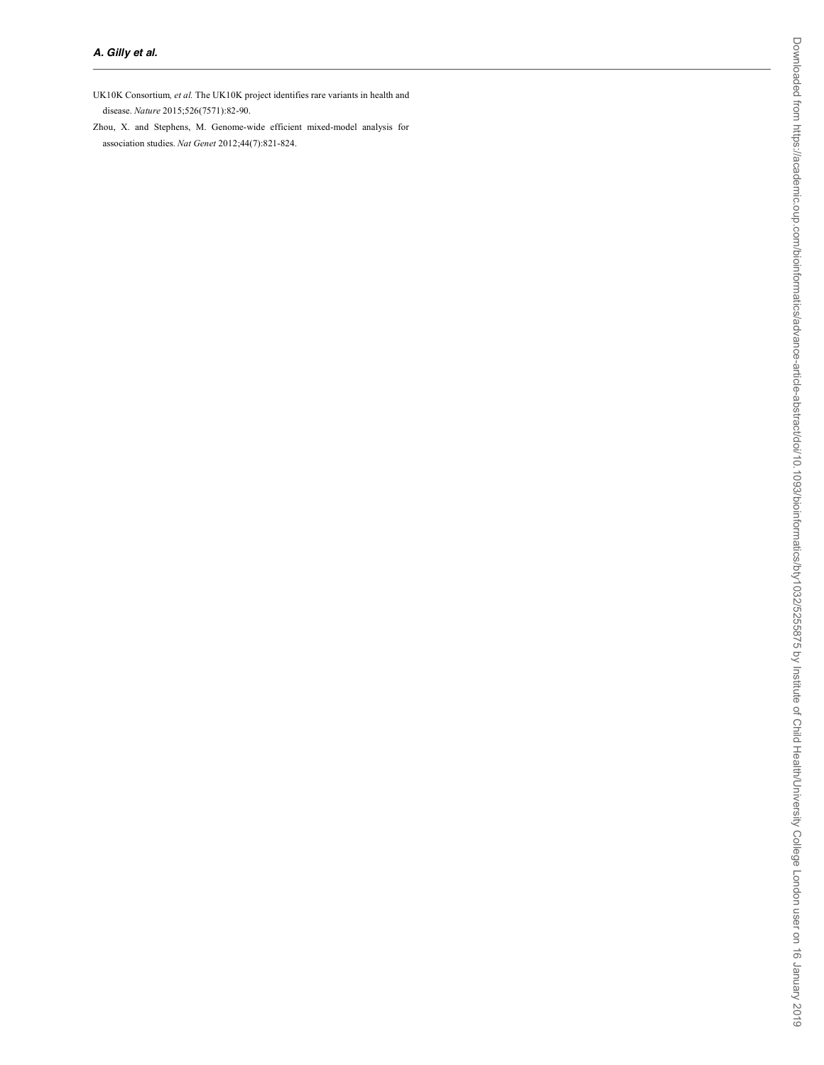UK10K Consortium, *et al.* The UK10K project identifies rare variants in health and disease. *Nature* 2015;526(7571):82-90.

Zhou, X. and Stephens, M. Genome-wide efficient mixed-model analysis for association studies. *Nat Genet* 2012;44(7):821-824.